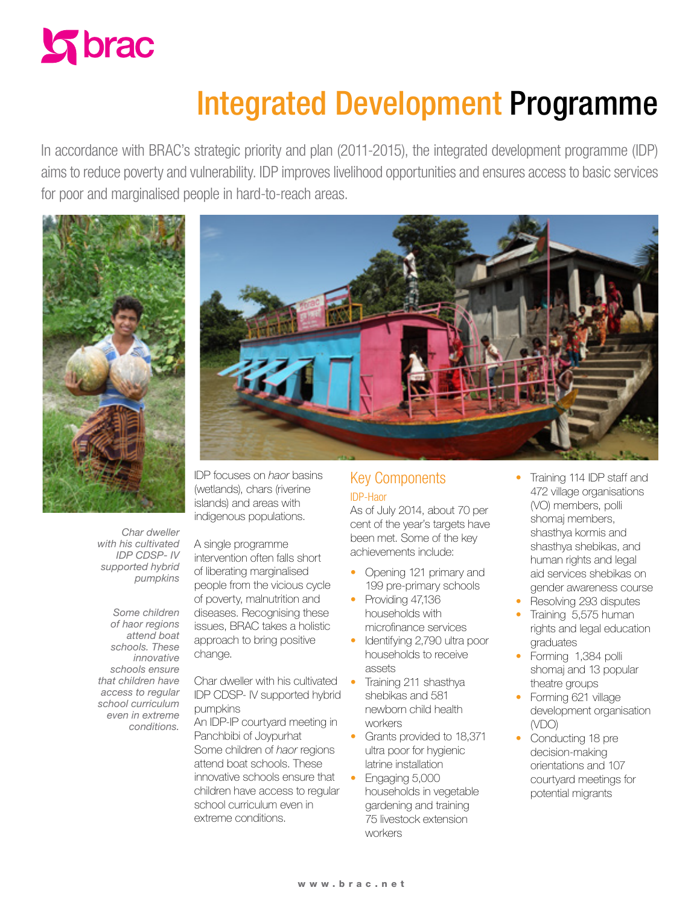# Integrated Development Programme

In accordance with BRAC's strategic priority and plan (2011-2015), the integrated development programme (IDP) aims to reduce poverty and vulnerability. IDP improves livelihood opportunities and ensures access to basic services for poor and marginalised people in hard-to-reach areas.

*Char dweller with his cultivated IDP CDSP- IV supported hybrid pumpkins*

*Some children of haor regions attend boat schools. These innovative schools ensure that children have access to regular school curriculum even in extreme conditions.*

IDP focuses on *haor* basins (wetlands), chars (riverine islands) and areas with indigenous populations.

A single programme intervention often falls short of liberating marginalised people from the vicious cycle of poverty, malnutrition and diseases. Recognising these issues, BRAC takes a holistic approach to bring positive change.

Char dweller with his cultivated IDP CDSP- IV supported hybrid pumpkins
An IDP-IP courtyard meeting in Panchbibi of Joypurhat
Some children of *haor* regions attend boat schools. These innovative schools ensure that children have access to regular school curriculum even in extreme conditions.

## Key Components

### IDP-Haor

As of July 2014, about 70 per cent of the year's targets have been met. Some of the key achievements include:

- Opening 121 primary and 199 pre-primary schools
- Providing 47,136 households with microfinance services
- Identifying 2,790 ultra poor households to receive assets
- Training 211 shasthya shebikas and 581 newborn child health workers
- Grants provided to 18,371 ultra poor for hygienic latrine installation
- Engaging 5,000 households in vegetable gardening and training 75 livestock extension workers
- Training 114 IDP staff and 472 village organisations (VO) members, polli shomaj members, shasthya kormis and shasthya shebikas, and human rights and legal aid services shebikas on gender awareness course
- Resolving 293 disputes
- Training 5,575 human rights and legal education graduates
- Forming 1,384 polli shomaj and 13 popular theatre groups
- Forming 621 village development organisation (VDO)
- Conducting 18 pre decision-making orientations and 107 courtyard meetings for potential migrants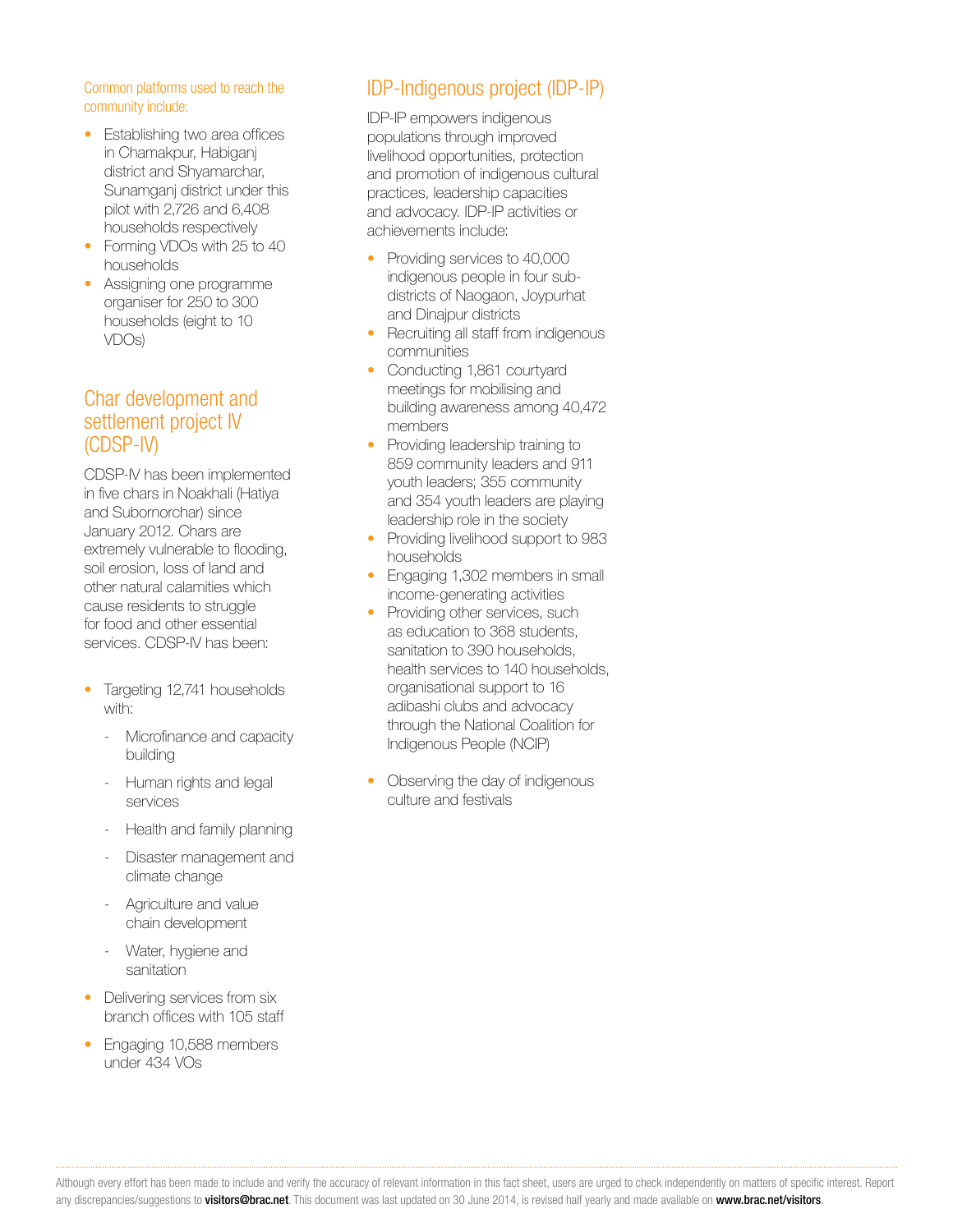Common platforms used to reach the community include:

- Establishing two area offices in Chamakpur, Habiganj district and Shyamarchar, Sunamganj district under this pilot with 2,726 and 6,408 households respectively
- Forming VDOs with 25 to 40 households
- Assigning one programme organiser for 250 to 300 households (eight to 10 VDOs)

## Char development and settlement project IV (CDSP-IV)

CDSP-IV has been implemented in five chars in Noakhali (Hatiya and Subornorchar) since January 2012. Chars are extremely vulnerable to flooding, soil erosion, loss of land and other natural calamities which cause residents to struggle for food and other essential services. CDSP-IV has been:

- Targeting 12,741 households with:
  - Microfinance and capacity building
  - Human rights and legal services
  - Health and family planning
  - Disaster management and climate change
  - Agriculture and value chain development
  - Water, hygiene and sanitation
- Delivering services from six branch offices with 105 staff
- Engaging 10,588 members under 434 VOs

## IDP-Indigenous project (IDP-IP)

IDP-IP empowers indigenous populations through improved livelihood opportunities, protection and promotion of indigenous cultural practices, leadership capacities and advocacy. IDP-IP activities or achievements include:

- Providing services to 40,000 indigenous people in four sub-districts of Naogaon, Joypurhat and Dinajpur districts
- Recruiting all staff from indigenous communities
- Conducting 1,861 courtyard meetings for mobilising and building awareness among 40,472 members
- Providing leadership training to 859 community leaders and 911 youth leaders; 355 community and 354 youth leaders are playing leadership role in the society
- Providing livelihood support to 983 households
- Engaging 1,302 members in small income-generating activities
- Providing other services, such as education to 368 students, sanitation to 390 households, health services to 140 households, organisational support to 16 adibashi clubs and advocacy through the National Coalition for Indigenous People (NCIP)
- Observing the day of indigenous culture and festivals

Although every effort has been made to include and verify the accuracy of relevant information in this fact sheet, users are urged to check independently on matters of specific interest. Report any discrepancies/suggestions to **visitors@brac.net**. This document was last updated on 30 June 2014, is revised half yearly and made available on **www.brac.net/visitors**.